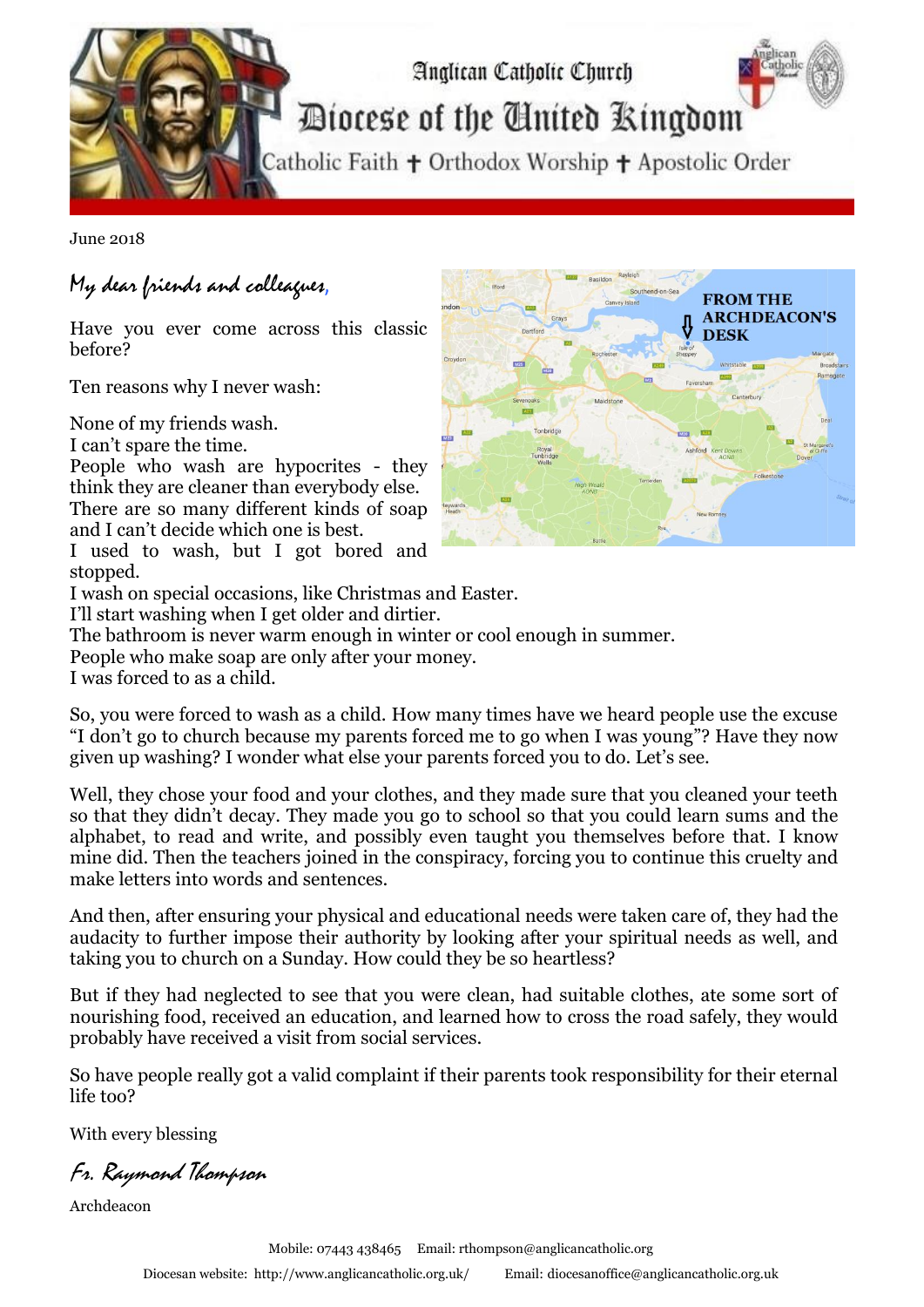# Anglican Catholic Church

## Diocese of the United Kingdom

Catholic Faith ✝ Orthodox Worship ✝ Apostolic Order

June 2018

**FROM THE ARCHDEACON'S DESK**

*My dear friends and colleagues,*

Have you ever come across this classic before?

Ten reasons why I never wash:

None of my friends wash.
I can't spare the time.
People who wash are hypocrites - they think they are cleaner than everybody else.
There are so many different kinds of soap and I can't decide which one is best.
I used to wash, but I got bored and stopped.
I wash on special occasions, like Christmas and Easter.
I'll start washing when I get older and dirtier.
The bathroom is never warm enough in winter or cool enough in summer.
People who make soap are only after your money.
I was forced to as a child.

So, you were forced to wash as a child. How many times have we heard people use the excuse "I don't go to church because my parents forced me to go when I was young"? Have they now given up washing? I wonder what else your parents forced you to do. Let's see.

Well, they chose your food and your clothes, and they made sure that you cleaned your teeth so that they didn't decay. They made you go to school so that you could learn sums and the alphabet, to read and write, and possibly even taught you themselves before that. I know mine did. Then the teachers joined in the conspiracy, forcing you to continue this cruelty and make letters into words and sentences.

And then, after ensuring your physical and educational needs were taken care of, they had the audacity to further impose their authority by looking after your spiritual needs as well, and taking you to church on a Sunday. How could they be so heartless?

But if they had neglected to see that you were clean, had suitable clothes, ate some sort of nourishing food, received an education, and learned how to cross the road safely, they would probably have received a visit from social services.

So have people really got a valid complaint if their parents took responsibility for their eternal life too?

With every blessing

*Fr. Raymond Thompson*

Archdeacon

Mobile: 07443 438465 Email: rthompson@anglicancatholic.org

Diocesan website: http://www.anglicancatholic.org.uk/ Email: diocesanoffice@anglicancatholic.org.uk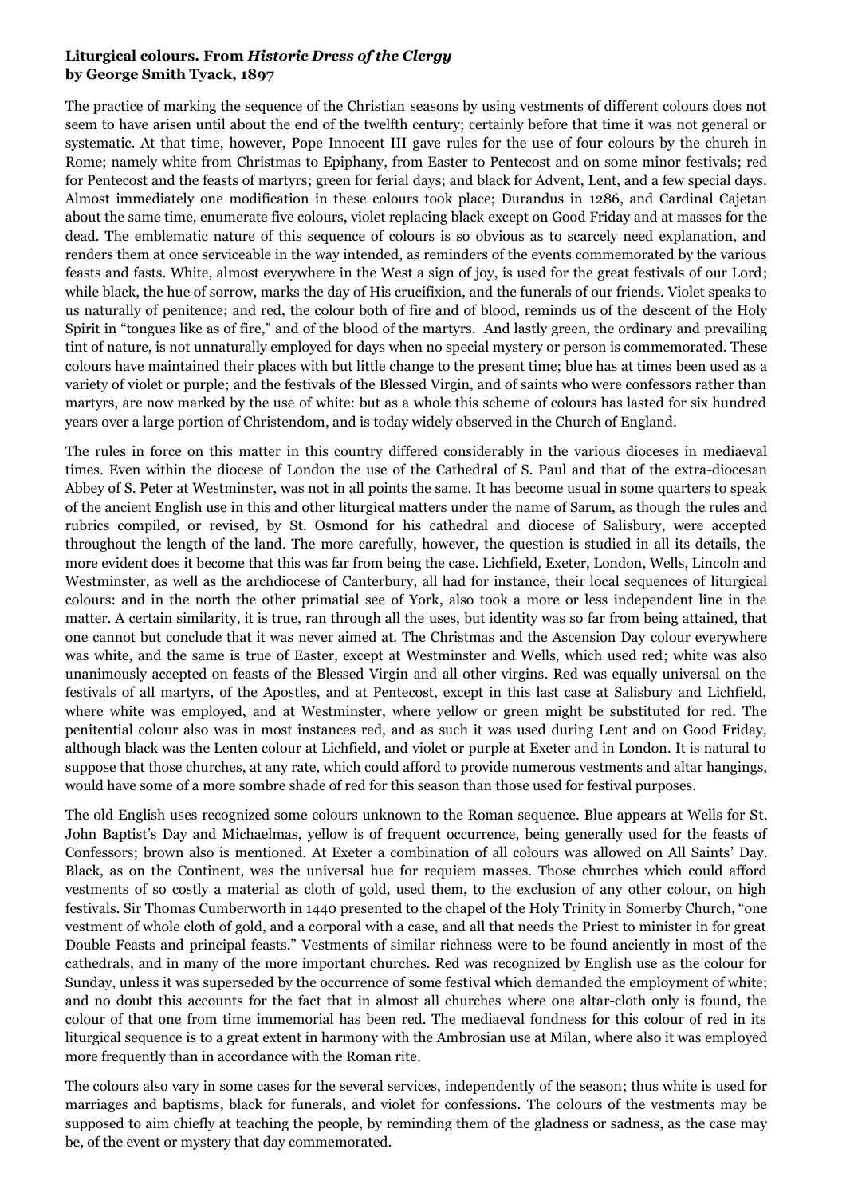**Liturgical colours. From *Historic Dress of the Clergy* by George Smith Tyack, 1897**

The practice of marking the sequence of the Christian seasons by using vestments of different colours does not seem to have arisen until about the end of the twelfth century; certainly before that time it was not general or systematic. At that time, however, Pope Innocent III gave rules for the use of four colours by the church in Rome; namely white from Christmas to Epiphany, from Easter to Pentecost and on some minor festivals; red for Pentecost and the feasts of martyrs; green for ferial days; and black for Advent, Lent, and a few special days. Almost immediately one modification in these colours took place; Durandus in 1286, and Cardinal Cajetan about the same time, enumerate five colours, violet replacing black except on Good Friday and at masses for the dead. The emblematic nature of this sequence of colours is so obvious as to scarcely need explanation, and renders them at once serviceable in the way intended, as reminders of the events commemorated by the various feasts and fasts. White, almost everywhere in the West a sign of joy, is used for the great festivals of our Lord; while black, the hue of sorrow, marks the day of His crucifixion, and the funerals of our friends. Violet speaks to us naturally of penitence; and red, the colour both of fire and of blood, reminds us of the descent of the Holy Spirit in "tongues like as of fire," and of the blood of the martyrs. And lastly green, the ordinary and prevailing tint of nature, is not unnaturally employed for days when no special mystery or person is commemorated. These colours have maintained their places with but little change to the present time; blue has at times been used as a variety of violet or purple; and the festivals of the Blessed Virgin, and of saints who were confessors rather than martyrs, are now marked by the use of white: but as a whole this scheme of colours has lasted for six hundred years over a large portion of Christendom, and is today widely observed in the Church of England.

The rules in force on this matter in this country differed considerably in the various dioceses in mediaeval times. Even within the diocese of London the use of the Cathedral of S. Paul and that of the extra-diocesan Abbey of S. Peter at Westminster, was not in all points the same. It has become usual in some quarters to speak of the ancient English use in this and other liturgical matters under the name of Sarum, as though the rules and rubrics compiled, or revised, by St. Osmond for his cathedral and diocese of Salisbury, were accepted throughout the length of the land. The more carefully, however, the question is studied in all its details, the more evident does it become that this was far from being the case. Lichfield, Exeter, London, Wells, Lincoln and Westminster, as well as the archdiocese of Canterbury, all had for instance, their local sequences of liturgical colours: and in the north the other primatial see of York, also took a more or less independent line in the matter. A certain similarity, it is true, ran through all the uses, but identity was so far from being attained, that one cannot but conclude that it was never aimed at. The Christmas and the Ascension Day colour everywhere was white, and the same is true of Easter, except at Westminster and Wells, which used red; white was also unanimously accepted on feasts of the Blessed Virgin and all other virgins. Red was equally universal on the festivals of all martyrs, of the Apostles, and at Pentecost, except in this last case at Salisbury and Lichfield, where white was employed, and at Westminster, where yellow or green might be substituted for red. The penitential colour also was in most instances red, and as such it was used during Lent and on Good Friday, although black was the Lenten colour at Lichfield, and violet or purple at Exeter and in London. It is natural to suppose that those churches, at any rate, which could afford to provide numerous vestments and altar hangings, would have some of a more sombre shade of red for this season than those used for festival purposes.

The old English uses recognized some colours unknown to the Roman sequence. Blue appears at Wells for St. John Baptist's Day and Michaelmas, yellow is of frequent occurrence, being generally used for the feasts of Confessors; brown also is mentioned. At Exeter a combination of all colours was allowed on All Saints' Day. Black, as on the Continent, was the universal hue for requiem masses. Those churches which could afford vestments of so costly a material as cloth of gold, used them, to the exclusion of any other colour, on high festivals. Sir Thomas Cumberworth in 1440 presented to the chapel of the Holy Trinity in Somerby Church, "one vestment of whole cloth of gold, and a corporal with a case, and all that needs the Priest to minister in for great Double Feasts and principal feasts." Vestments of similar richness were to be found anciently in most of the cathedrals, and in many of the more important churches. Red was recognized by English use as the colour for Sunday, unless it was superseded by the occurrence of some festival which demanded the employment of white; and no doubt this accounts for the fact that in almost all churches where one altar-cloth only is found, the colour of that one from time immemorial has been red. The mediaeval fondness for this colour of red in its liturgical sequence is to a great extent in harmony with the Ambrosian use at Milan, where also it was employed more frequently than in accordance with the Roman rite.

The colours also vary in some cases for the several services, independently of the season; thus white is used for marriages and baptisms, black for funerals, and violet for confessions. The colours of the vestments may be supposed to aim chiefly at teaching the people, by reminding them of the gladness or sadness, as the case may be, of the event or mystery that day commemorated.